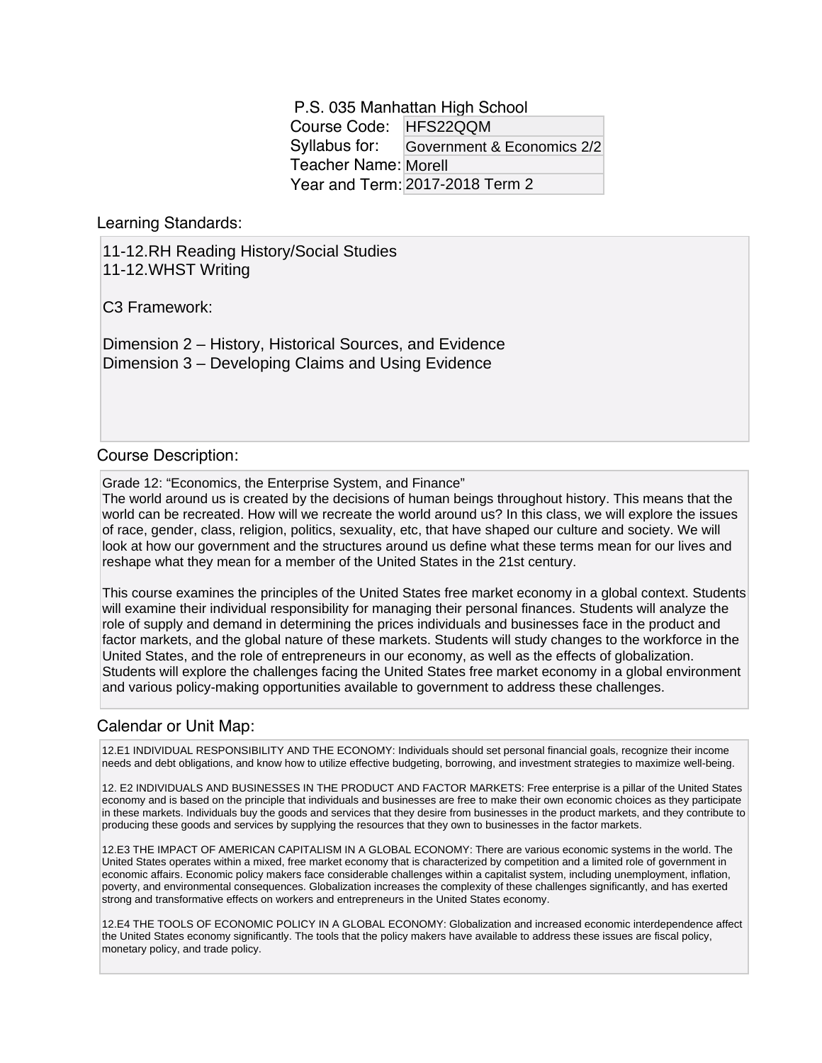# P.S. 035 Manhattan High School

| | |
|---|---|
| Course Code: | HFS22QQM |
| Syllabus for: | Government & Economics 2/2 |
| Teacher Name: | Morell |
| Year and Term: | 2017-2018 Term 2 |

## Learning Standards:

11-12.RH Reading History/Social Studies
11-12.WHST Writing

C3 Framework:

Dimension 2 – History, Historical Sources, and Evidence
Dimension 3 – Developing Claims and Using Evidence

## Course Description:

Grade 12: "Economics, the Enterprise System, and Finance"
The world around us is created by the decisions of human beings throughout history. This means that the world can be recreated. How will we recreate the world around us? In this class, we will explore the issues of race, gender, class, religion, politics, sexuality, etc, that have shaped our culture and society. We will look at how our government and the structures around us define what these terms mean for our lives and reshape what they mean for a member of the United States in the 21st century.

This course examines the principles of the United States free market economy in a global context. Students will examine their individual responsibility for managing their personal finances. Students will analyze the role of supply and demand in determining the prices individuals and businesses face in the product and factor markets, and the global nature of these markets. Students will study changes to the workforce in the United States, and the role of entrepreneurs in our economy, as well as the effects of globalization. Students will explore the challenges facing the United States free market economy in a global environment and various policy-making opportunities available to government to address these challenges.

## Calendar or Unit Map:

12.E1 INDIVIDUAL RESPONSIBILITY AND THE ECONOMY: Individuals should set personal financial goals, recognize their income needs and debt obligations, and know how to utilize effective budgeting, borrowing, and investment strategies to maximize well-being.

12. E2 INDIVIDUALS AND BUSINESSES IN THE PRODUCT AND FACTOR MARKETS: Free enterprise is a pillar of the United States economy and is based on the principle that individuals and businesses are free to make their own economic choices as they participate in these markets. Individuals buy the goods and services that they desire from businesses in the product markets, and they contribute to producing these goods and services by supplying the resources that they own to businesses in the factor markets.

12.E3 THE IMPACT OF AMERICAN CAPITALISM IN A GLOBAL ECONOMY: There are various economic systems in the world. The United States operates within a mixed, free market economy that is characterized by competition and a limited role of government in economic affairs. Economic policy makers face considerable challenges within a capitalist system, including unemployment, inflation, poverty, and environmental consequences. Globalization increases the complexity of these challenges significantly, and has exerted strong and transformative effects on workers and entrepreneurs in the United States economy.

12.E4 THE TOOLS OF ECONOMIC POLICY IN A GLOBAL ECONOMY: Globalization and increased economic interdependence affect the United States economy significantly. The tools that the policy makers have available to address these issues are fiscal policy, monetary policy, and trade policy.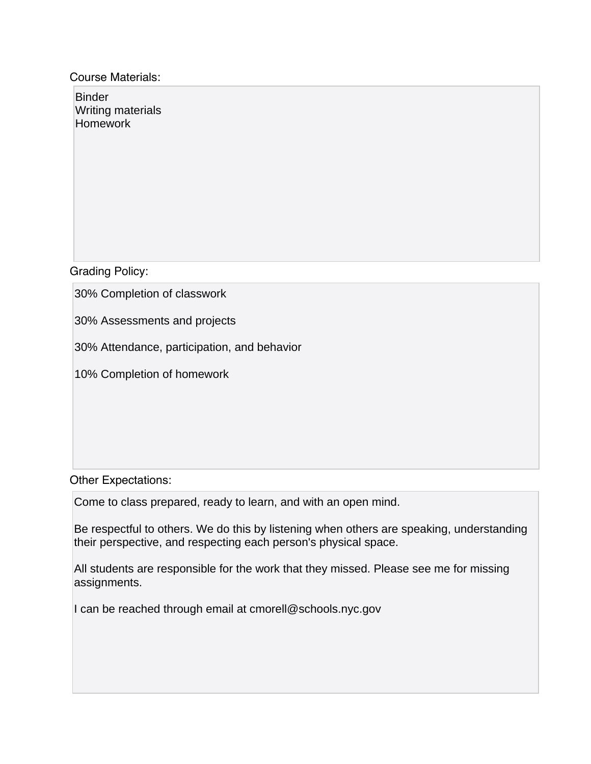Course Materials:

Binder
Writing materials
Homework

Grading Policy:

30% Completion of classwork

30% Assessments and projects

30% Attendance, participation, and behavior

10% Completion of homework

Other Expectations:

Come to class prepared, ready to learn, and with an open mind.

Be respectful to others. We do this by listening when others are speaking, understanding their perspective, and respecting each person's physical space.

All students are responsible for the work that they missed. Please see me for missing assignments.

I can be reached through email at cmorell@schools.nyc.gov